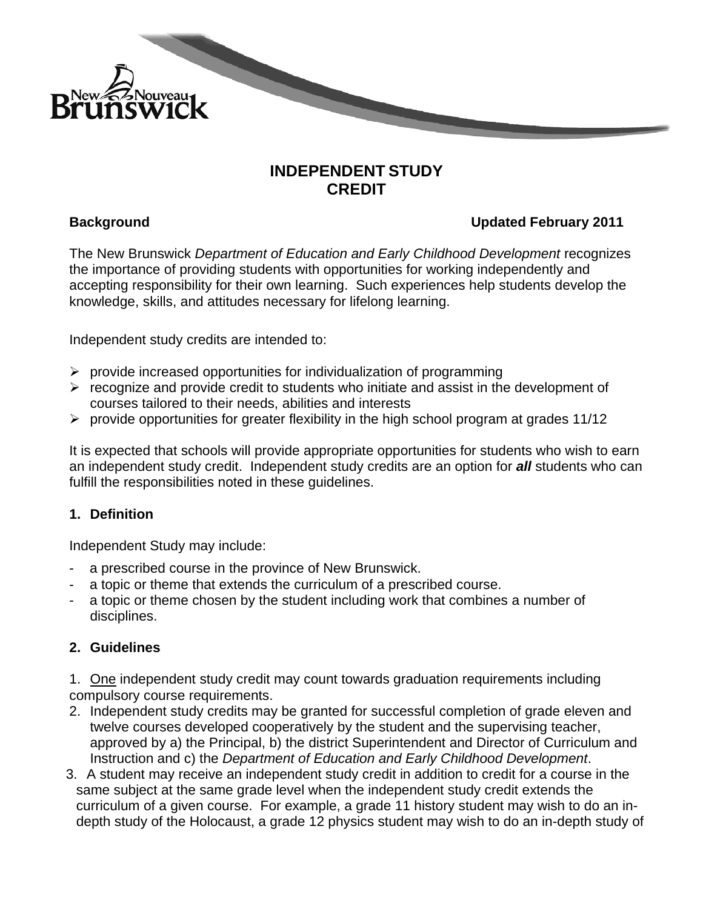# INDEPENDENT STUDY CREDIT

**Background** **Updated February 2011**

The New Brunswick *Department of Education and Early Childhood Development* recognizes the importance of providing students with opportunities for working independently and accepting responsibility for their own learning. Such experiences help students develop the knowledge, skills, and attitudes necessary for lifelong learning.

Independent study credits are intended to:

- provide increased opportunities for individualization of programming
- recognize and provide credit to students who initiate and assist in the development of courses tailored to their needs, abilities and interests
- provide opportunities for greater flexibility in the high school program at grades 11/12

It is expected that schools will provide appropriate opportunities for students who wish to earn an independent study credit. Independent study credits are an option for ***all*** students who can fulfill the responsibilities noted in these guidelines.

## 1. Definition

Independent Study may include:

- a prescribed course in the province of New Brunswick.
- a topic or theme that extends the curriculum of a prescribed course.
- a topic or theme chosen by the student including work that combines a number of disciplines.

## 2. Guidelines

1. <u>One</u> independent study credit may count towards graduation requirements including compulsory course requirements.
2. Independent study credits may be granted for successful completion of grade eleven and twelve courses developed cooperatively by the student and the supervising teacher, approved by a) the Principal, b) the district Superintendent and Director of Curriculum and Instruction and c) the *Department of Education and Early Childhood Development*.
3. A student may receive an independent study credit in addition to credit for a course in the same subject at the same grade level when the independent study credit extends the curriculum of a given course. For example, a grade 11 history student may wish to do an in-depth study of the Holocaust, a grade 12 physics student may wish to do an in-depth study of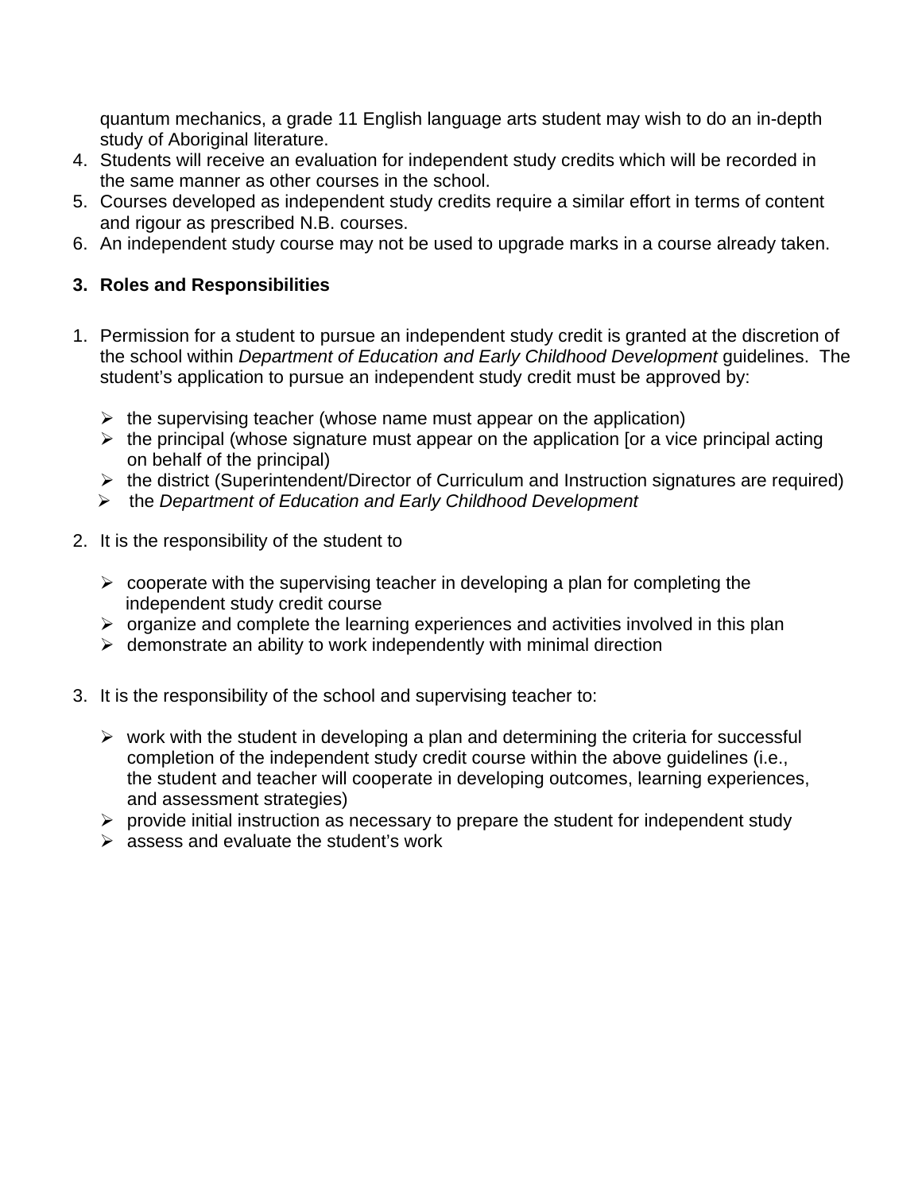quantum mechanics, a grade 11 English language arts student may wish to do an in-depth study of Aboriginal literature.

4. Students will receive an evaluation for independent study credits which will be recorded in the same manner as other courses in the school.
5. Courses developed as independent study credits require a similar effort in terms of content and rigour as prescribed N.B. courses.
6. An independent study course may not be used to upgrade marks in a course already taken.

## 3. Roles and Responsibilities

1. Permission for a student to pursue an independent study credit is granted at the discretion of the school within *Department of Education and Early Childhood Development* guidelines. The student's application to pursue an independent study credit must be approved by:

   - the supervising teacher (whose name must appear on the application)
   - the principal (whose signature must appear on the application [or a vice principal acting on behalf of the principal)
   - the district (Superintendent/Director of Curriculum and Instruction signatures are required)
   - the *Department of Education and Early Childhood Development*

2. It is the responsibility of the student to

   - cooperate with the supervising teacher in developing a plan for completing the independent study credit course
   - organize and complete the learning experiences and activities involved in this plan
   - demonstrate an ability to work independently with minimal direction

3. It is the responsibility of the school and supervising teacher to:

   - work with the student in developing a plan and determining the criteria for successful completion of the independent study credit course within the above guidelines (i.e., the student and teacher will cooperate in developing outcomes, learning experiences, and assessment strategies)
   - provide initial instruction as necessary to prepare the student for independent study
   - assess and evaluate the student's work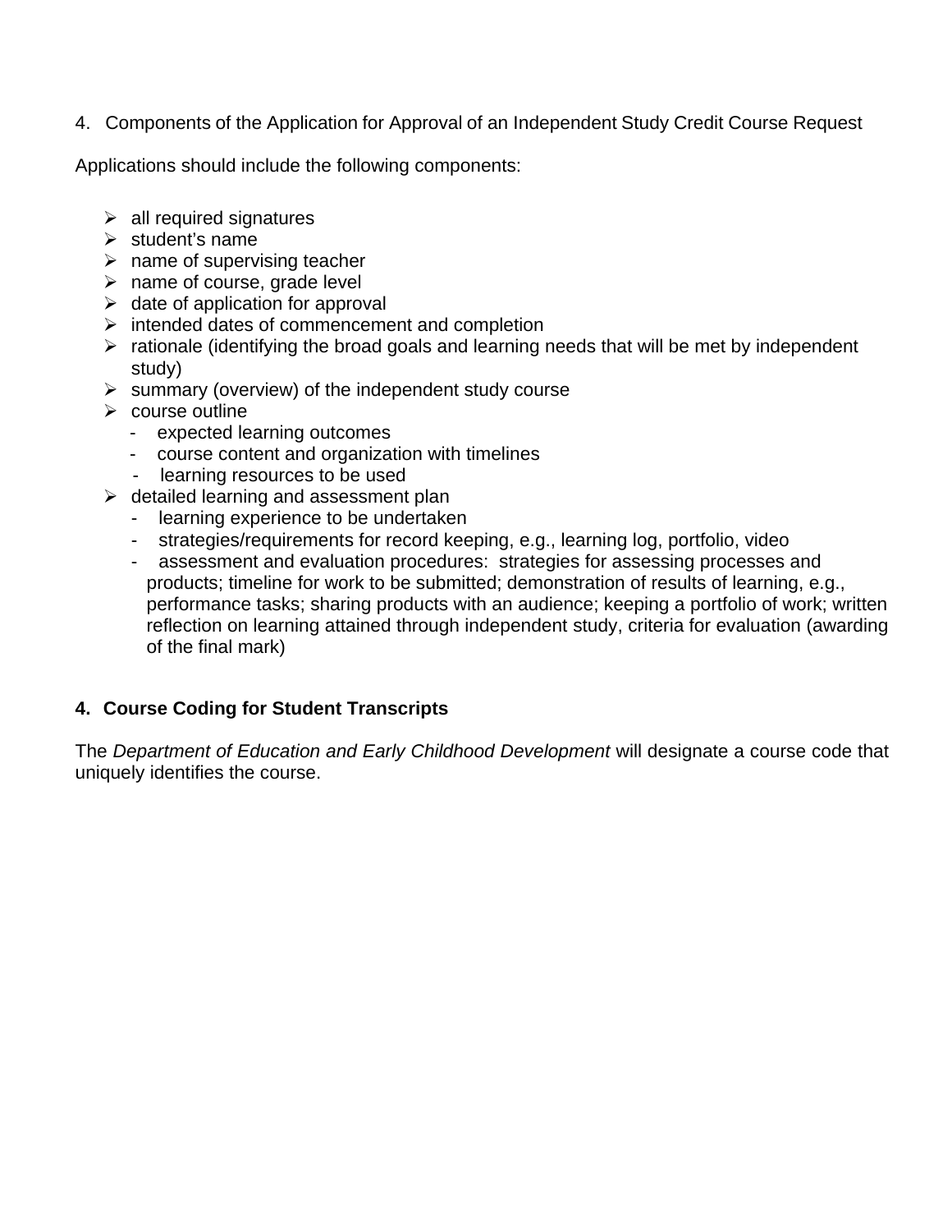4. Components of the Application for Approval of an Independent Study Credit Course Request

Applications should include the following components:

- all required signatures
- student's name
- name of supervising teacher
- name of course, grade level
- date of application for approval
- intended dates of commencement and completion
- rationale (identifying the broad goals and learning needs that will be met by independent study)
- summary (overview) of the independent study course
- course outline
  - expected learning outcomes
  - course content and organization with timelines
  - learning resources to be used
- detailed learning and assessment plan
  - learning experience to be undertaken
  - strategies/requirements for record keeping, e.g., learning log, portfolio, video
  - assessment and evaluation procedures: strategies for assessing processes and products; timeline for work to be submitted; demonstration of results of learning, e.g., performance tasks; sharing products with an audience; keeping a portfolio of work; written reflection on learning attained through independent study, criteria for evaluation (awarding of the final mark)

**4. Course Coding for Student Transcripts**

The *Department of Education and Early Childhood Development* will designate a course code that uniquely identifies the course.